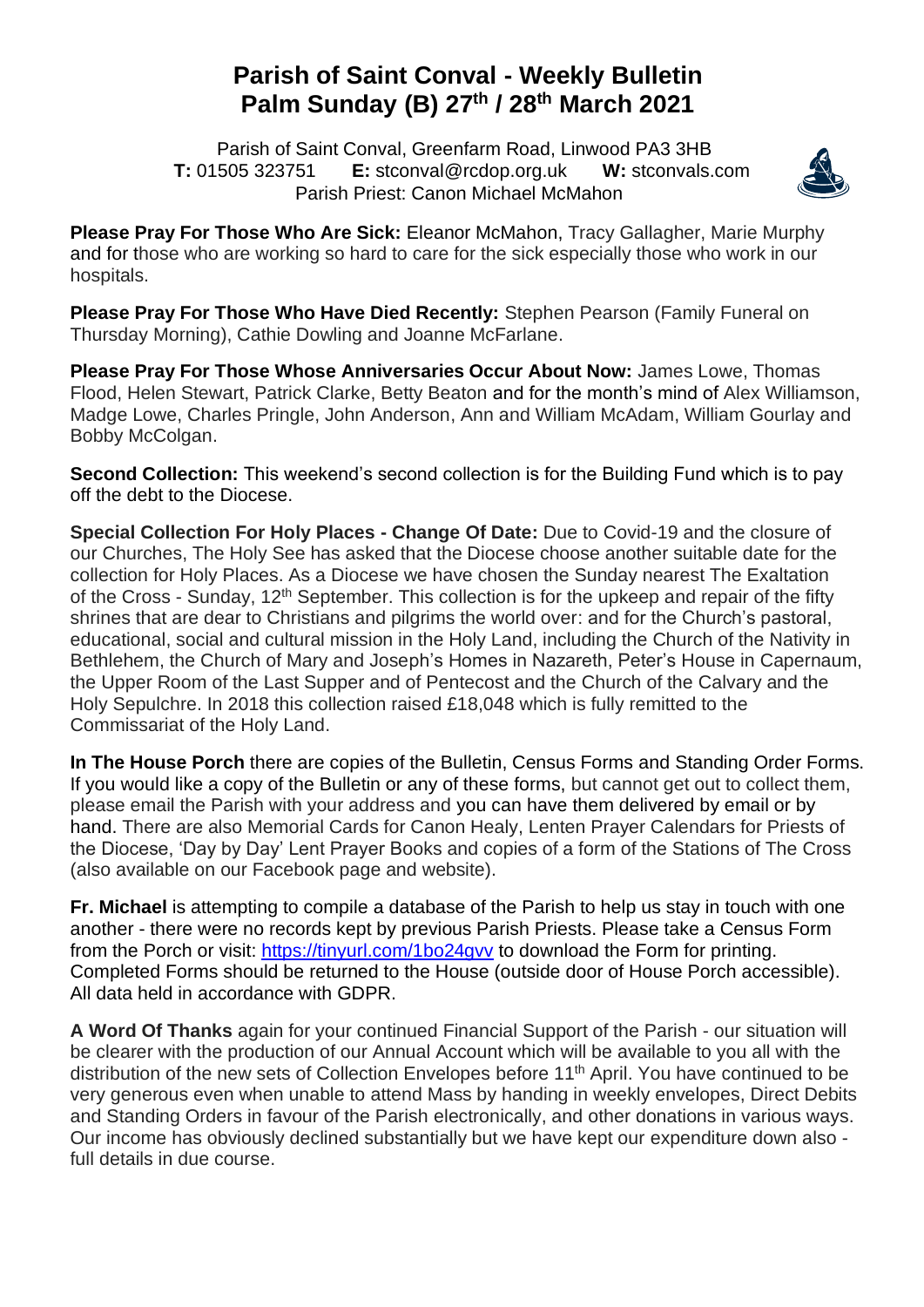# Parish of Saint Conval - Weekly Bulletin
# Palm Sunday (B) 27th / 28th March 2021

Parish of Saint Conval, Greenfarm Road, Linwood PA3 3HB
**T:** 01505 323751 **E:** stconval@rcdop.org.uk **W:** stconvals.com
Parish Priest: Canon Michael McMahon

**Please Pray For Those Who Are Sick:** Eleanor McMahon, Tracy Gallagher, Marie Murphy and for those who are working so hard to care for the sick especially those who work in our hospitals.

**Please Pray For Those Who Have Died Recently:** Stephen Pearson (Family Funeral on Thursday Morning), Cathie Dowling and Joanne McFarlane.

**Please Pray For Those Whose Anniversaries Occur About Now:** James Lowe, Thomas Flood, Helen Stewart, Patrick Clarke, Betty Beaton and for the month's mind of Alex Williamson, Madge Lowe, Charles Pringle, John Anderson, Ann and William McAdam, William Gourlay and Bobby McColgan.

**Second Collection:** This weekend's second collection is for the Building Fund which is to pay off the debt to the Diocese.

**Special Collection For Holy Places - Change Of Date:** Due to Covid-19 and the closure of our Churches, The Holy See has asked that the Diocese choose another suitable date for the collection for Holy Places. As a Diocese we have chosen the Sunday nearest The Exaltation of the Cross - Sunday, 12th September. This collection is for the upkeep and repair of the fifty shrines that are dear to Christians and pilgrims the world over: and for the Church's pastoral, educational, social and cultural mission in the Holy Land, including the Church of the Nativity in Bethlehem, the Church of Mary and Joseph's Homes in Nazareth, Peter's House in Capernaum, the Upper Room of the Last Supper and of Pentecost and the Church of the Calvary and the Holy Sepulchre. In 2018 this collection raised £18,048 which is fully remitted to the Commissariat of the Holy Land.

**In The House Porch** there are copies of the Bulletin, Census Forms and Standing Order Forms. If you would like a copy of the Bulletin or any of these forms, but cannot get out to collect them, please email the Parish with your address and you can have them delivered by email or by hand. There are also Memorial Cards for Canon Healy, Lenten Prayer Calendars for Priests of the Diocese, 'Day by Day' Lent Prayer Books and copies of a form of the Stations of The Cross (also available on our Facebook page and website).

**Fr. Michael** is attempting to compile a database of the Parish to help us stay in touch with one another - there were no records kept by previous Parish Priests. Please take a Census Form from the Porch or visit: https://tinyurl.com/1bo24gvv to download the Form for printing. Completed Forms should be returned to the House (outside door of House Porch accessible). All data held in accordance with GDPR.

**A Word Of Thanks** again for your continued Financial Support of the Parish - our situation will be clearer with the production of our Annual Account which will be available to you all with the distribution of the new sets of Collection Envelopes before 11th April. You have continued to be very generous even when unable to attend Mass by handing in weekly envelopes, Direct Debits and Standing Orders in favour of the Parish electronically, and other donations in various ways. Our income has obviously declined substantially but we have kept our expenditure down also - full details in due course.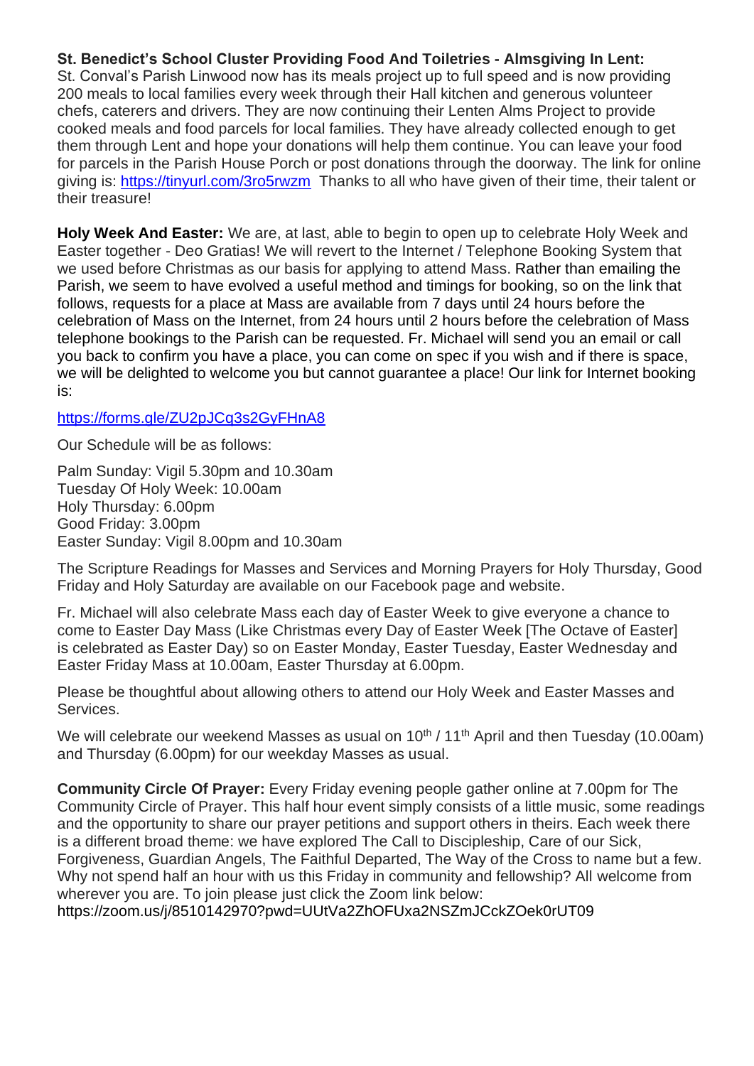**St. Benedict's School Cluster Providing Food And Toiletries - Almsgiving In Lent:** St. Conval's Parish Linwood now has its meals project up to full speed and is now providing 200 meals to local families every week through their Hall kitchen and generous volunteer chefs, caterers and drivers. They are now continuing their Lenten Alms Project to provide cooked meals and food parcels for local families. They have already collected enough to get them through Lent and hope your donations will help them continue. You can leave your food for parcels in the Parish House Porch or post donations through the doorway. The link for online giving is: https://tinyurl.com/3ro5rwzm Thanks to all who have given of their time, their talent or their treasure!

**Holy Week And Easter:** We are, at last, able to begin to open up to celebrate Holy Week and Easter together - Deo Gratias! We will revert to the Internet / Telephone Booking System that we used before Christmas as our basis for applying to attend Mass. Rather than emailing the Parish, we seem to have evolved a useful method and timings for booking, so on the link that follows, requests for a place at Mass are available from 7 days until 24 hours before the celebration of Mass on the Internet, from 24 hours until 2 hours before the celebration of Mass telephone bookings to the Parish can be requested. Fr. Michael will send you an email or call you back to confirm you have a place, you can come on spec if you wish and if there is space, we will be delighted to welcome you but cannot guarantee a place! Our link for Internet booking is:

https://forms.gle/ZU2pJCq3s2GyFHnA8

Our Schedule will be as follows:

Palm Sunday: Vigil 5.30pm and 10.30am
Tuesday Of Holy Week: 10.00am
Holy Thursday: 6.00pm
Good Friday: 3.00pm
Easter Sunday: Vigil 8.00pm and 10.30am

The Scripture Readings for Masses and Services and Morning Prayers for Holy Thursday, Good Friday and Holy Saturday are available on our Facebook page and website.

Fr. Michael will also celebrate Mass each day of Easter Week to give everyone a chance to come to Easter Day Mass (Like Christmas every Day of Easter Week [The Octave of Easter] is celebrated as Easter Day) so on Easter Monday, Easter Tuesday, Easter Wednesday and Easter Friday Mass at 10.00am, Easter Thursday at 6.00pm.

Please be thoughtful about allowing others to attend our Holy Week and Easter Masses and Services.

We will celebrate our weekend Masses as usual on 10th / 11th April and then Tuesday (10.00am) and Thursday (6.00pm) for our weekday Masses as usual.

**Community Circle Of Prayer:** Every Friday evening people gather online at 7.00pm for The Community Circle of Prayer. This half hour event simply consists of a little music, some readings and the opportunity to share our prayer petitions and support others in theirs. Each week there is a different broad theme: we have explored The Call to Discipleship, Care of our Sick, Forgiveness, Guardian Angels, The Faithful Departed, The Way of the Cross to name but a few. Why not spend half an hour with us this Friday in community and fellowship? All welcome from wherever you are. To join please just click the Zoom link below:
https://zoom.us/j/8510142970?pwd=UUtVa2ZhOFUxa2NSZmJCckZOek0rUT09